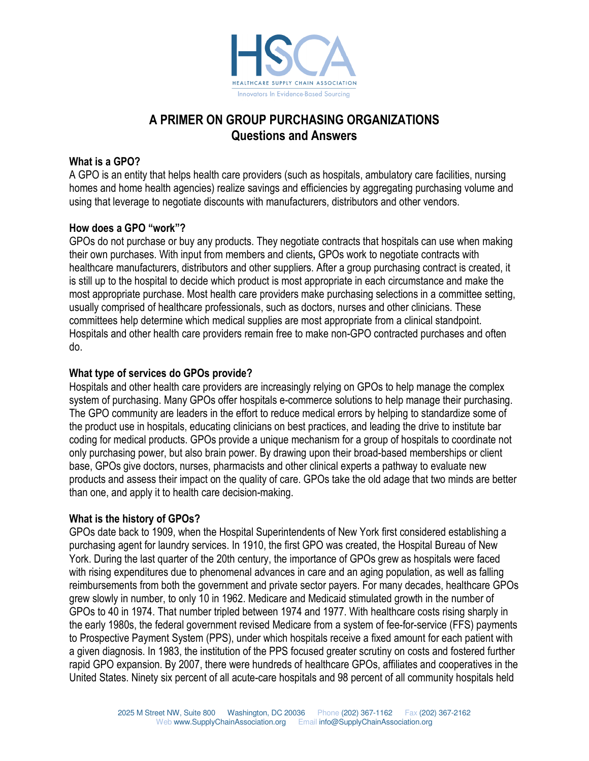HSCA

HEALTHCARE SUPPLY CHAIN ASSOCIATION

Innovators In Evidence-Based Sourcing

# A PRIMER ON GROUP PURCHASING ORGANIZATIONS
## Questions and Answers

### What is a GPO?

A GPO is an entity that helps health care providers (such as hospitals, ambulatory care facilities, nursing homes and home health agencies) realize savings and efficiencies by aggregating purchasing volume and using that leverage to negotiate discounts with manufacturers, distributors and other vendors.

### How does a GPO "work"?

GPOs do not purchase or buy any products. They negotiate contracts that hospitals can use when making their own purchases. With input from members and clients**,** GPOs work to negotiate contracts with healthcare manufacturers, distributors and other suppliers. After a group purchasing contract is created, it is still up to the hospital to decide which product is most appropriate in each circumstance and make the most appropriate purchase. Most health care providers make purchasing selections in a committee setting, usually comprised of healthcare professionals, such as doctors, nurses and other clinicians. These committees help determine which medical supplies are most appropriate from a clinical standpoint. Hospitals and other health care providers remain free to make non-GPO contracted purchases and often do.

### What type of services do GPOs provide?

Hospitals and other health care providers are increasingly relying on GPOs to help manage the complex system of purchasing. Many GPOs offer hospitals e-commerce solutions to help manage their purchasing. The GPO community are leaders in the effort to reduce medical errors by helping to standardize some of the product use in hospitals, educating clinicians on best practices, and leading the drive to institute bar coding for medical products. GPOs provide a unique mechanism for a group of hospitals to coordinate not only purchasing power, but also brain power. By drawing upon their broad-based memberships or client base, GPOs give doctors, nurses, pharmacists and other clinical experts a pathway to evaluate new products and assess their impact on the quality of care. GPOs take the old adage that two minds are better than one, and apply it to health care decision-making.

### What is the history of GPOs?

GPOs date back to 1909, when the Hospital Superintendents of New York first considered establishing a purchasing agent for laundry services. In 1910, the first GPO was created, the Hospital Bureau of New York. During the last quarter of the 20th century, the importance of GPOs grew as hospitals were faced with rising expenditures due to phenomenal advances in care and an aging population, as well as falling reimbursements from both the government and private sector payers. For many decades, healthcare GPOs grew slowly in number, to only 10 in 1962. Medicare and Medicaid stimulated growth in the number of GPOs to 40 in 1974. That number tripled between 1974 and 1977. With healthcare costs rising sharply in the early 1980s, the federal government revised Medicare from a system of fee-for-service (FFS) payments to Prospective Payment System (PPS), under which hospitals receive a fixed amount for each patient with a given diagnosis. In 1983, the institution of the PPS focused greater scrutiny on costs and fostered further rapid GPO expansion. By 2007, there were hundreds of healthcare GPOs, affiliates and cooperatives in the United States. Ninety six percent of all acute-care hospitals and 98 percent of all community hospitals held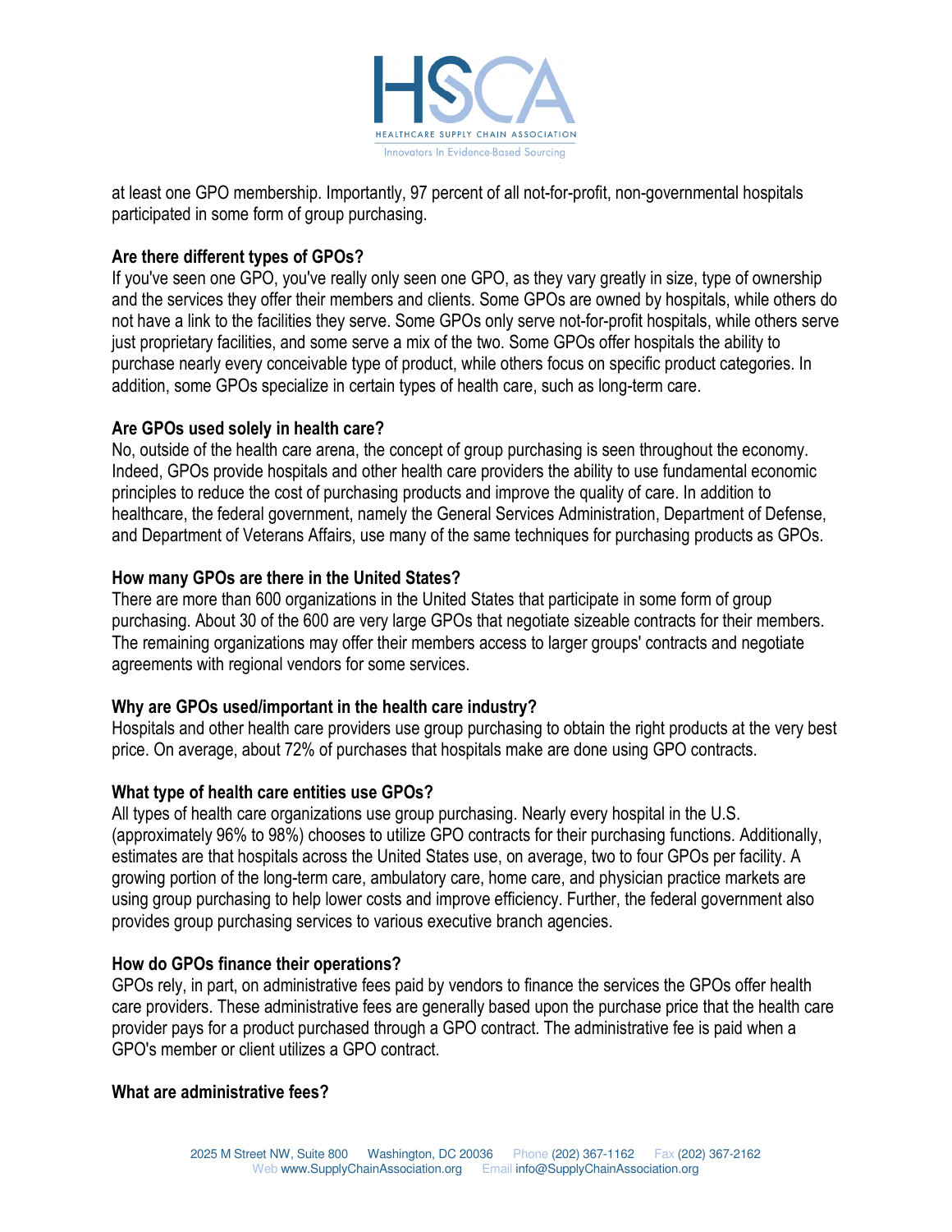at least one GPO membership. Importantly, 97 percent of all not-for-profit, non-governmental hospitals participated in some form of group purchasing.

**Are there different types of GPOs?**

If you've seen one GPO, you've really only seen one GPO, as they vary greatly in size, type of ownership and the services they offer their members and clients. Some GPOs are owned by hospitals, while others do not have a link to the facilities they serve. Some GPOs only serve not-for-profit hospitals, while others serve just proprietary facilities, and some serve a mix of the two. Some GPOs offer hospitals the ability to purchase nearly every conceivable type of product, while others focus on specific product categories. In addition, some GPOs specialize in certain types of health care, such as long-term care.

**Are GPOs used solely in health care?**

No, outside of the health care arena, the concept of group purchasing is seen throughout the economy. Indeed, GPOs provide hospitals and other health care providers the ability to use fundamental economic principles to reduce the cost of purchasing products and improve the quality of care. In addition to healthcare, the federal government, namely the General Services Administration, Department of Defense, and Department of Veterans Affairs, use many of the same techniques for purchasing products as GPOs.

**How many GPOs are there in the United States?**

There are more than 600 organizations in the United States that participate in some form of group purchasing. About 30 of the 600 are very large GPOs that negotiate sizeable contracts for their members. The remaining organizations may offer their members access to larger groups' contracts and negotiate agreements with regional vendors for some services.

**Why are GPOs used/important in the health care industry?**

Hospitals and other health care providers use group purchasing to obtain the right products at the very best price. On average, about 72% of purchases that hospitals make are done using GPO contracts.

**What type of health care entities use GPOs?**

All types of health care organizations use group purchasing. Nearly every hospital in the U.S. (approximately 96% to 98%) chooses to utilize GPO contracts for their purchasing functions. Additionally, estimates are that hospitals across the United States use, on average, two to four GPOs per facility. A growing portion of the long-term care, ambulatory care, home care, and physician practice markets are using group purchasing to help lower costs and improve efficiency. Further, the federal government also provides group purchasing services to various executive branch agencies.

**How do GPOs finance their operations?**

GPOs rely, in part, on administrative fees paid by vendors to finance the services the GPOs offer health care providers. These administrative fees are generally based upon the purchase price that the health care provider pays for a product purchased through a GPO contract. The administrative fee is paid when a GPO's member or client utilizes a GPO contract.

**What are administrative fees?**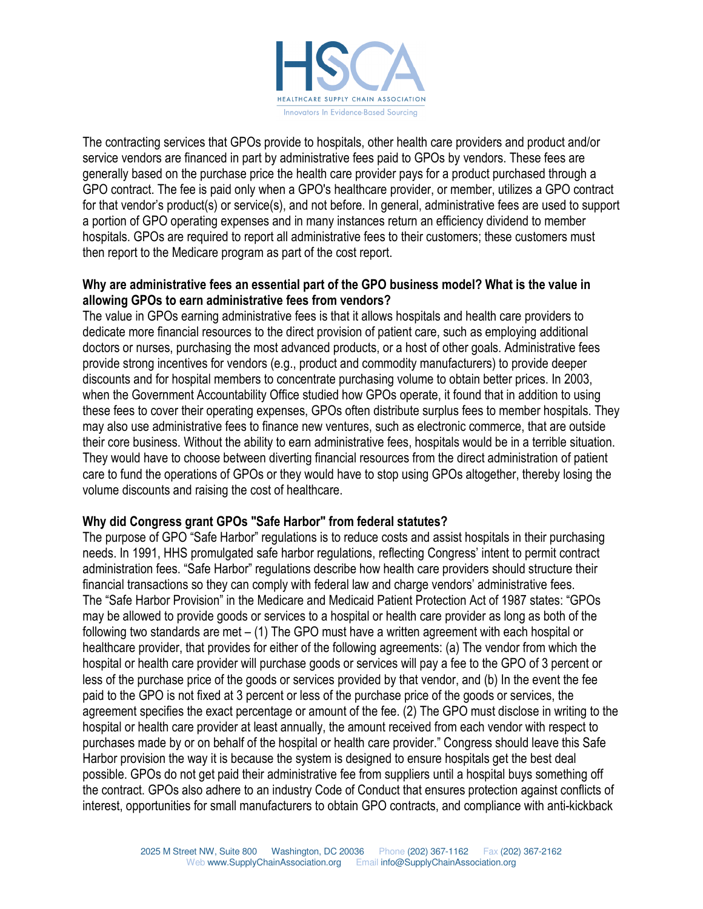The contracting services that GPOs provide to hospitals, other health care providers and product and/or service vendors are financed in part by administrative fees paid to GPOs by vendors. These fees are generally based on the purchase price the health care provider pays for a product purchased through a GPO contract. The fee is paid only when a GPO's healthcare provider, or member, utilizes a GPO contract for that vendor's product(s) or service(s), and not before. In general, administrative fees are used to support a portion of GPO operating expenses and in many instances return an efficiency dividend to member hospitals. GPOs are required to report all administrative fees to their customers; these customers must then report to the Medicare program as part of the cost report.

**Why are administrative fees an essential part of the GPO business model? What is the value in allowing GPOs to earn administrative fees from vendors?**

The value in GPOs earning administrative fees is that it allows hospitals and health care providers to dedicate more financial resources to the direct provision of patient care, such as employing additional doctors or nurses, purchasing the most advanced products, or a host of other goals. Administrative fees provide strong incentives for vendors (e.g., product and commodity manufacturers) to provide deeper discounts and for hospital members to concentrate purchasing volume to obtain better prices. In 2003, when the Government Accountability Office studied how GPOs operate, it found that in addition to using these fees to cover their operating expenses, GPOs often distribute surplus fees to member hospitals. They may also use administrative fees to finance new ventures, such as electronic commerce, that are outside their core business. Without the ability to earn administrative fees, hospitals would be in a terrible situation. They would have to choose between diverting financial resources from the direct administration of patient care to fund the operations of GPOs or they would have to stop using GPOs altogether, thereby losing the volume discounts and raising the cost of healthcare.

**Why did Congress grant GPOs "Safe Harbor" from federal statutes?**

The purpose of GPO "Safe Harbor" regulations is to reduce costs and assist hospitals in their purchasing needs. In 1991, HHS promulgated safe harbor regulations, reflecting Congress' intent to permit contract administration fees. "Safe Harbor" regulations describe how health care providers should structure their financial transactions so they can comply with federal law and charge vendors' administrative fees. The "Safe Harbor Provision" in the Medicare and Medicaid Patient Protection Act of 1987 states: "GPOs may be allowed to provide goods or services to a hospital or health care provider as long as both of the following two standards are met – (1) The GPO must have a written agreement with each hospital or healthcare provider, that provides for either of the following agreements: (a) The vendor from which the hospital or health care provider will purchase goods or services will pay a fee to the GPO of 3 percent or less of the purchase price of the goods or services provided by that vendor, and (b) In the event the fee paid to the GPO is not fixed at 3 percent or less of the purchase price of the goods or services, the agreement specifies the exact percentage or amount of the fee. (2) The GPO must disclose in writing to the hospital or health care provider at least annually, the amount received from each vendor with respect to purchases made by or on behalf of the hospital or health care provider." Congress should leave this Safe Harbor provision the way it is because the system is designed to ensure hospitals get the best deal possible. GPOs do not get paid their administrative fee from suppliers until a hospital buys something off the contract. GPOs also adhere to an industry Code of Conduct that ensures protection against conflicts of interest, opportunities for small manufacturers to obtain GPO contracts, and compliance with anti-kickback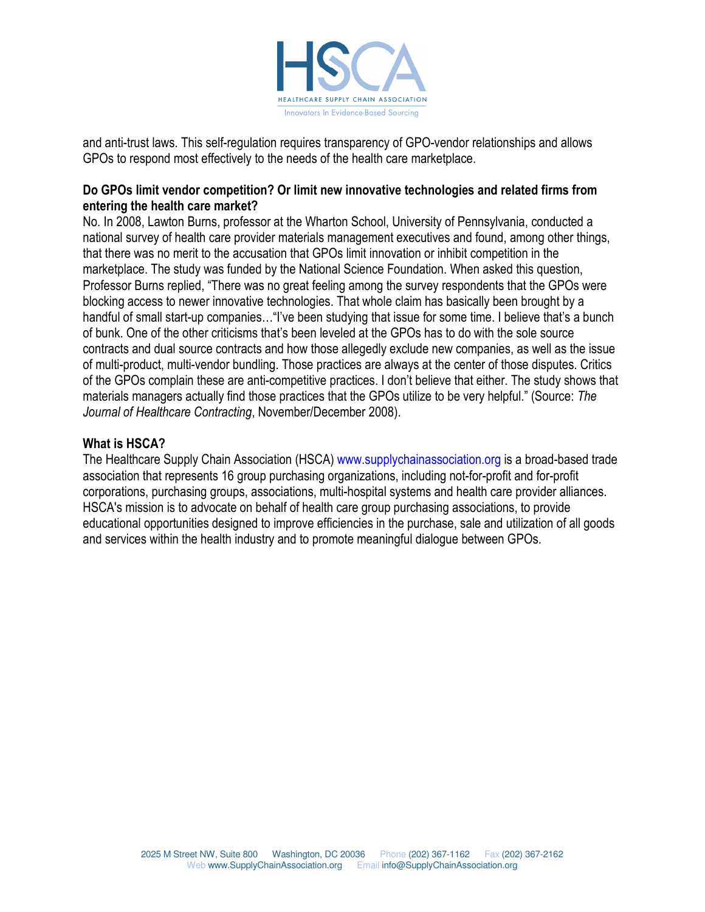and anti-trust laws. This self-regulation requires transparency of GPO-vendor relationships and allows GPOs to respond most effectively to the needs of the health care marketplace.

**Do GPOs limit vendor competition? Or limit new innovative technologies and related firms from entering the health care market?**

No. In 2008, Lawton Burns, professor at the Wharton School, University of Pennsylvania, conducted a national survey of health care provider materials management executives and found, among other things, that there was no merit to the accusation that GPOs limit innovation or inhibit competition in the marketplace. The study was funded by the National Science Foundation. When asked this question, Professor Burns replied, "There was no great feeling among the survey respondents that the GPOs were blocking access to newer innovative technologies. That whole claim has basically been brought by a handful of small start-up companies…"I've been studying that issue for some time. I believe that's a bunch of bunk. One of the other criticisms that's been leveled at the GPOs has to do with the sole source contracts and dual source contracts and how those allegedly exclude new companies, as well as the issue of multi-product, multi-vendor bundling. Those practices are always at the center of those disputes. Critics of the GPOs complain these are anti-competitive practices. I don't believe that either. The study shows that materials managers actually find those practices that the GPOs utilize to be very helpful." (Source: *The Journal of Healthcare Contracting*, November/December 2008).

**What is HSCA?**

The Healthcare Supply Chain Association (HSCA) www.supplychainassociation.org is a broad-based trade association that represents 16 group purchasing organizations, including not-for-profit and for-profit corporations, purchasing groups, associations, multi-hospital systems and health care provider alliances. HSCA's mission is to advocate on behalf of health care group purchasing associations, to provide educational opportunities designed to improve efficiencies in the purchase, sale and utilization of all goods and services within the health industry and to promote meaningful dialogue between GPOs.